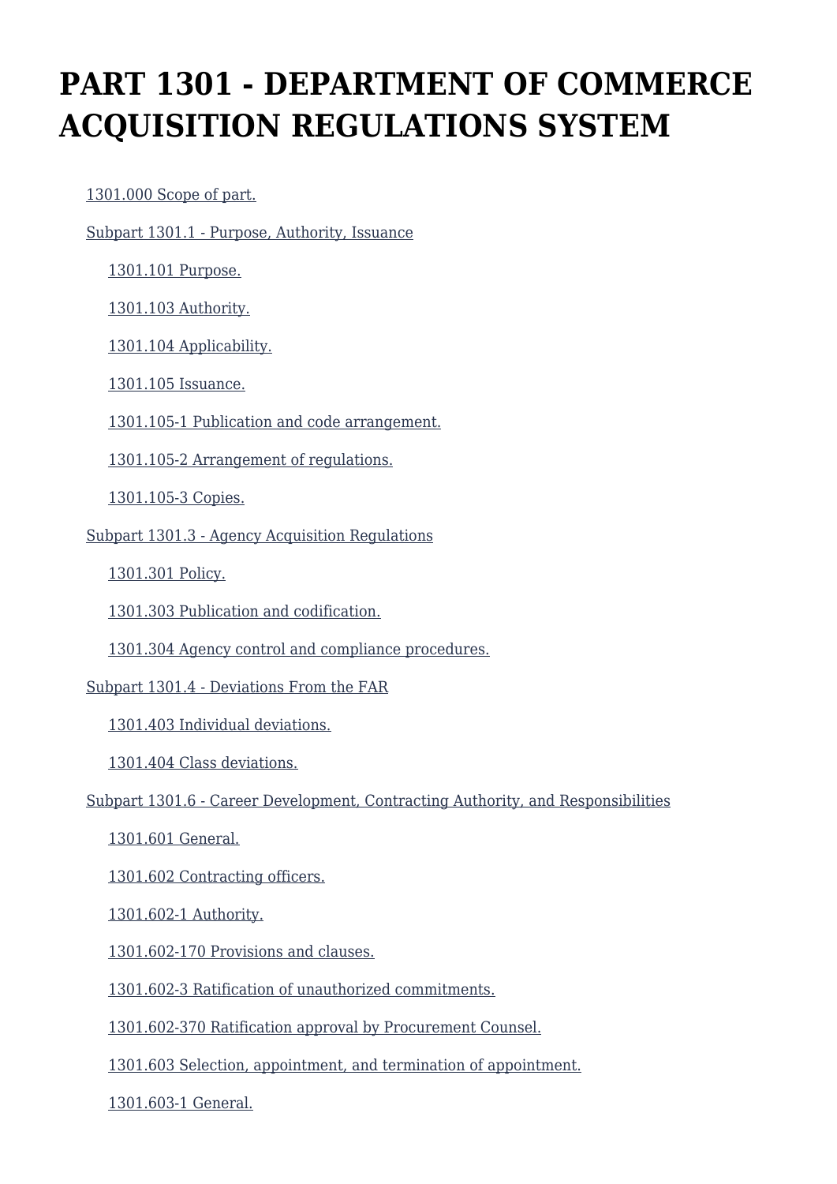# PART 1301 - DEPARTMENT OF COMMERCE ACQUISITION REGULATIONS SYSTEM

- 1301.000 Scope of part.
- Subpart 1301.1 - Purpose, Authority, Issuance
  - 1301.101 Purpose.
  - 1301.103 Authority.
  - 1301.104 Applicability.
  - 1301.105 Issuance.
  - 1301.105-1 Publication and code arrangement.
  - 1301.105-2 Arrangement of regulations.
  - 1301.105-3 Copies.
- Subpart 1301.3 - Agency Acquisition Regulations
  - 1301.301 Policy.
  - 1301.303 Publication and codification.
  - 1301.304 Agency control and compliance procedures.
- Subpart 1301.4 - Deviations From the FAR
  - 1301.403 Individual deviations.
  - 1301.404 Class deviations.
- Subpart 1301.6 - Career Development, Contracting Authority, and Responsibilities
  - 1301.601 General.
  - 1301.602 Contracting officers.
  - 1301.602-1 Authority.
  - 1301.602-170 Provisions and clauses.
  - 1301.602-3 Ratification of unauthorized commitments.
  - 1301.602-370 Ratification approval by Procurement Counsel.
  - 1301.603 Selection, appointment, and termination of appointment.
  - 1301.603-1 General.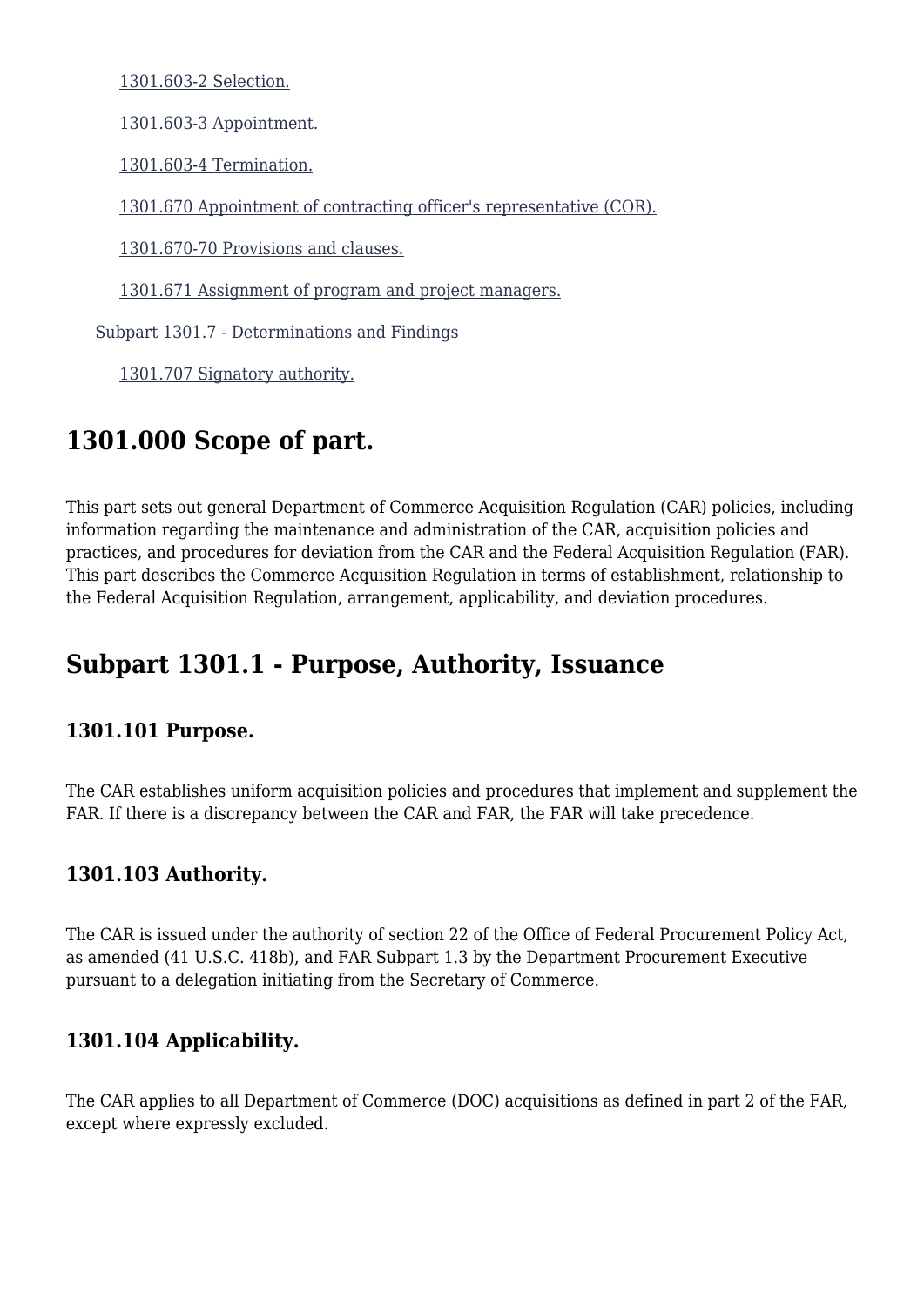1301.603-2 Selection.

1301.603-3 Appointment.

1301.603-4 Termination.

1301.670 Appointment of contracting officer's representative (COR).

1301.670-70 Provisions and clauses.

1301.671 Assignment of program and project managers.

Subpart 1301.7 - Determinations and Findings

1301.707 Signatory authority.

## 1301.000 Scope of part.

This part sets out general Department of Commerce Acquisition Regulation (CAR) policies, including information regarding the maintenance and administration of the CAR, acquisition policies and practices, and procedures for deviation from the CAR and the Federal Acquisition Regulation (FAR). This part describes the Commerce Acquisition Regulation in terms of establishment, relationship to the Federal Acquisition Regulation, arrangement, applicability, and deviation procedures.

## Subpart 1301.1 - Purpose, Authority, Issuance

### 1301.101 Purpose.

The CAR establishes uniform acquisition policies and procedures that implement and supplement the FAR. If there is a discrepancy between the CAR and FAR, the FAR will take precedence.

### 1301.103 Authority.

The CAR is issued under the authority of section 22 of the Office of Federal Procurement Policy Act, as amended (41 U.S.C. 418b), and FAR Subpart 1.3 by the Department Procurement Executive pursuant to a delegation initiating from the Secretary of Commerce.

### 1301.104 Applicability.

The CAR applies to all Department of Commerce (DOC) acquisitions as defined in part 2 of the FAR, except where expressly excluded.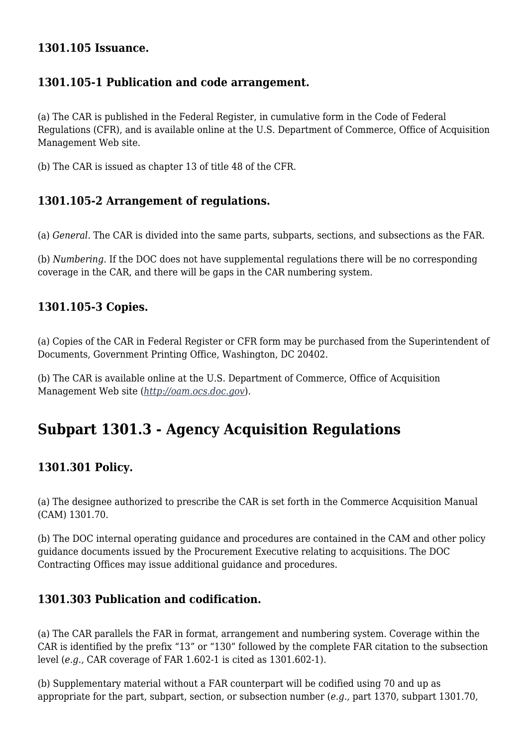### 1301.105 Issuance.

### 1301.105-1 Publication and code arrangement.

(a) The CAR is published in the Federal Register, in cumulative form in the Code of Federal Regulations (CFR), and is available online at the U.S. Department of Commerce, Office of Acquisition Management Web site.

(b) The CAR is issued as chapter 13 of title 48 of the CFR.

### 1301.105-2 Arrangement of regulations.

(a) *General.* The CAR is divided into the same parts, subparts, sections, and subsections as the FAR.

(b) *Numbering.* If the DOC does not have supplemental regulations there will be no corresponding coverage in the CAR, and there will be gaps in the CAR numbering system.

### 1301.105-3 Copies.

(a) Copies of the CAR in Federal Register or CFR form may be purchased from the Superintendent of Documents, Government Printing Office, Washington, DC 20402.

(b) The CAR is available online at the U.S. Department of Commerce, Office of Acquisition Management Web site (*http://oam.ocs.doc.gov*).

## Subpart 1301.3 - Agency Acquisition Regulations

### 1301.301 Policy.

(a) The designee authorized to prescribe the CAR is set forth in the Commerce Acquisition Manual (CAM) 1301.70.

(b) The DOC internal operating guidance and procedures are contained in the CAM and other policy guidance documents issued by the Procurement Executive relating to acquisitions. The DOC Contracting Offices may issue additional guidance and procedures.

### 1301.303 Publication and codification.

(a) The CAR parallels the FAR in format, arrangement and numbering system. Coverage within the CAR is identified by the prefix "13" or "130" followed by the complete FAR citation to the subsection level (*e.g.,* CAR coverage of FAR 1.602-1 is cited as 1301.602-1).

(b) Supplementary material without a FAR counterpart will be codified using 70 and up as appropriate for the part, subpart, section, or subsection number (*e.g.,* part 1370, subpart 1301.70,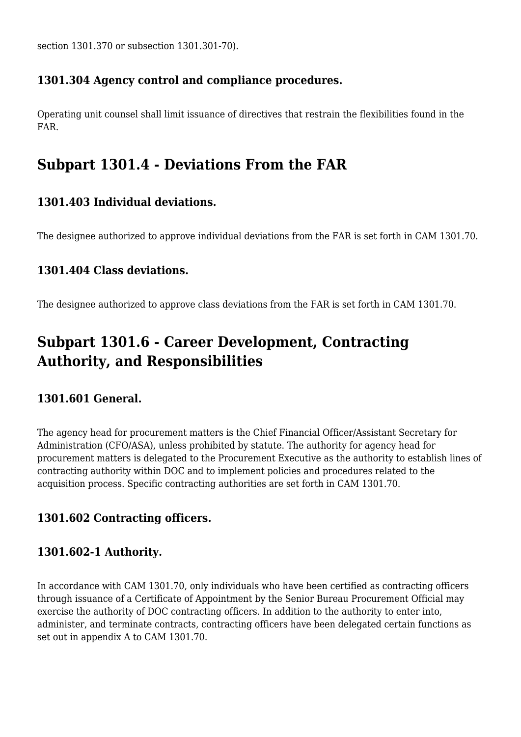section 1301.370 or subsection 1301.301-70).

### 1301.304 Agency control and compliance procedures.

Operating unit counsel shall limit issuance of directives that restrain the flexibilities found in the FAR.

## Subpart 1301.4 - Deviations From the FAR

### 1301.403 Individual deviations.

The designee authorized to approve individual deviations from the FAR is set forth in CAM 1301.70.

### 1301.404 Class deviations.

The designee authorized to approve class deviations from the FAR is set forth in CAM 1301.70.

## Subpart 1301.6 - Career Development, Contracting Authority, and Responsibilities

### 1301.601 General.

The agency head for procurement matters is the Chief Financial Officer/Assistant Secretary for Administration (CFO/ASA), unless prohibited by statute. The authority for agency head for procurement matters is delegated to the Procurement Executive as the authority to establish lines of contracting authority within DOC and to implement policies and procedures related to the acquisition process. Specific contracting authorities are set forth in CAM 1301.70.

### 1301.602 Contracting officers.

### 1301.602-1 Authority.

In accordance with CAM 1301.70, only individuals who have been certified as contracting officers through issuance of a Certificate of Appointment by the Senior Bureau Procurement Official may exercise the authority of DOC contracting officers. In addition to the authority to enter into, administer, and terminate contracts, contracting officers have been delegated certain functions as set out in appendix A to CAM 1301.70.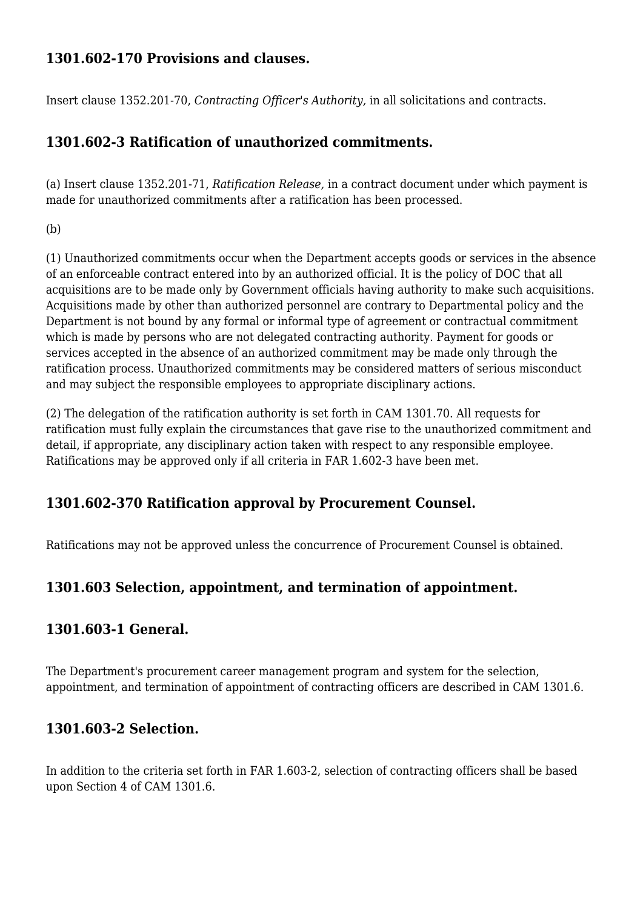### 1301.602-170 Provisions and clauses.

Insert clause 1352.201-70, *Contracting Officer's Authority,* in all solicitations and contracts.

### 1301.602-3 Ratification of unauthorized commitments.

(a) Insert clause 1352.201-71, *Ratification Release,* in a contract document under which payment is made for unauthorized commitments after a ratification has been processed.

(b)

(1) Unauthorized commitments occur when the Department accepts goods or services in the absence of an enforceable contract entered into by an authorized official. It is the policy of DOC that all acquisitions are to be made only by Government officials having authority to make such acquisitions. Acquisitions made by other than authorized personnel are contrary to Departmental policy and the Department is not bound by any formal or informal type of agreement or contractual commitment which is made by persons who are not delegated contracting authority. Payment for goods or services accepted in the absence of an authorized commitment may be made only through the ratification process. Unauthorized commitments may be considered matters of serious misconduct and may subject the responsible employees to appropriate disciplinary actions.

(2) The delegation of the ratification authority is set forth in CAM 1301.70. All requests for ratification must fully explain the circumstances that gave rise to the unauthorized commitment and detail, if appropriate, any disciplinary action taken with respect to any responsible employee. Ratifications may be approved only if all criteria in FAR 1.602-3 have been met.

### 1301.602-370 Ratification approval by Procurement Counsel.

Ratifications may not be approved unless the concurrence of Procurement Counsel is obtained.

### 1301.603 Selection, appointment, and termination of appointment.

### 1301.603-1 General.

The Department's procurement career management program and system for the selection, appointment, and termination of appointment of contracting officers are described in CAM 1301.6.

### 1301.603-2 Selection.

In addition to the criteria set forth in FAR 1.603-2, selection of contracting officers shall be based upon Section 4 of CAM 1301.6.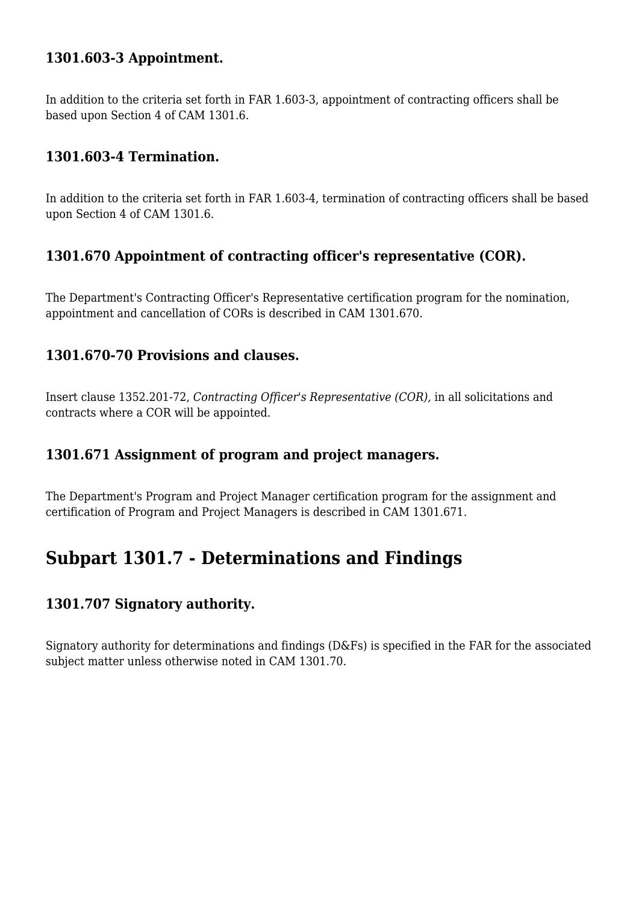### 1301.603-3 Appointment.

In addition to the criteria set forth in FAR 1.603-3, appointment of contracting officers shall be based upon Section 4 of CAM 1301.6.

### 1301.603-4 Termination.

In addition to the criteria set forth in FAR 1.603-4, termination of contracting officers shall be based upon Section 4 of CAM 1301.6.

### 1301.670 Appointment of contracting officer's representative (COR).

The Department's Contracting Officer's Representative certification program for the nomination, appointment and cancellation of CORs is described in CAM 1301.670.

### 1301.670-70 Provisions and clauses.

Insert clause 1352.201-72, *Contracting Officer's Representative (COR),* in all solicitations and contracts where a COR will be appointed.

### 1301.671 Assignment of program and project managers.

The Department's Program and Project Manager certification program for the assignment and certification of Program and Project Managers is described in CAM 1301.671.

## Subpart 1301.7 - Determinations and Findings

### 1301.707 Signatory authority.

Signatory authority for determinations and findings (D&Fs) is specified in the FAR for the associated subject matter unless otherwise noted in CAM 1301.70.